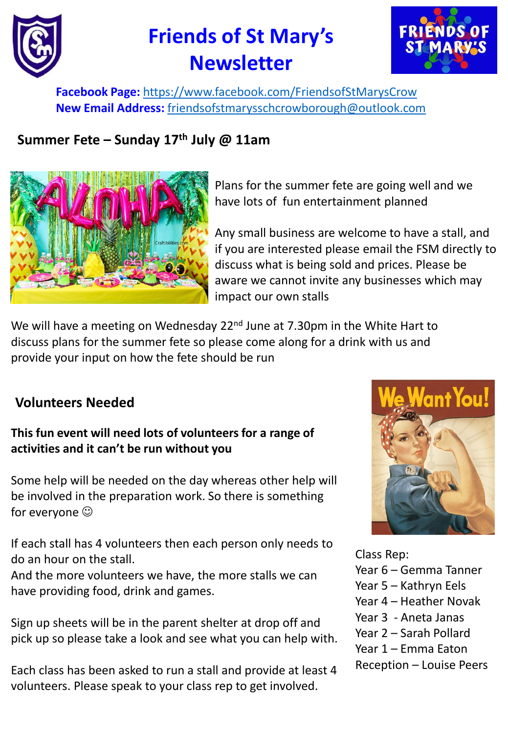# Friends of St Mary's Newsletter

**Facebook Page:** https://www.facebook.com/FriendsofStMarysCrow
**New Email Address:** friendsofstmarysschcrowborough@outlook.com

## Summer Fete – Sunday 17th July @ 11am

Plans for the summer fete are going well and we have lots of fun entertainment planned

Any small business are welcome to have a stall, and if you are interested please email the FSM directly to discuss what is being sold and prices. Please be aware we cannot invite any businesses which may impact our own stalls

We will have a meeting on Wednesday 22nd June at 7.30pm in the White Hart to discuss plans for the summer fete so please come along for a drink with us and provide your input on how the fete should be run

## Volunteers Needed

**This fun event will need lots of volunteers for a range of activities and it can't be run without you**

Some help will be needed on the day whereas other help will be involved in the preparation work. So there is something for everyone ☺

If each stall has 4 volunteers then each person only needs to do an hour on the stall.
And the more volunteers we have, the more stalls we can have providing food, drink and games.

Sign up sheets will be in the parent shelter at drop off and pick up so please take a look and see what you can help with.

Each class has been asked to run a stall and provide at least 4 volunteers. Please speak to your class rep to get involved.

Class Rep:
Year 6 – Gemma Tanner
Year 5 – Kathryn Eels
Year 4 – Heather Novak
Year 3 - Aneta Janas
Year 2 – Sarah Pollard
Year 1 – Emma Eaton
Reception – Louise Peers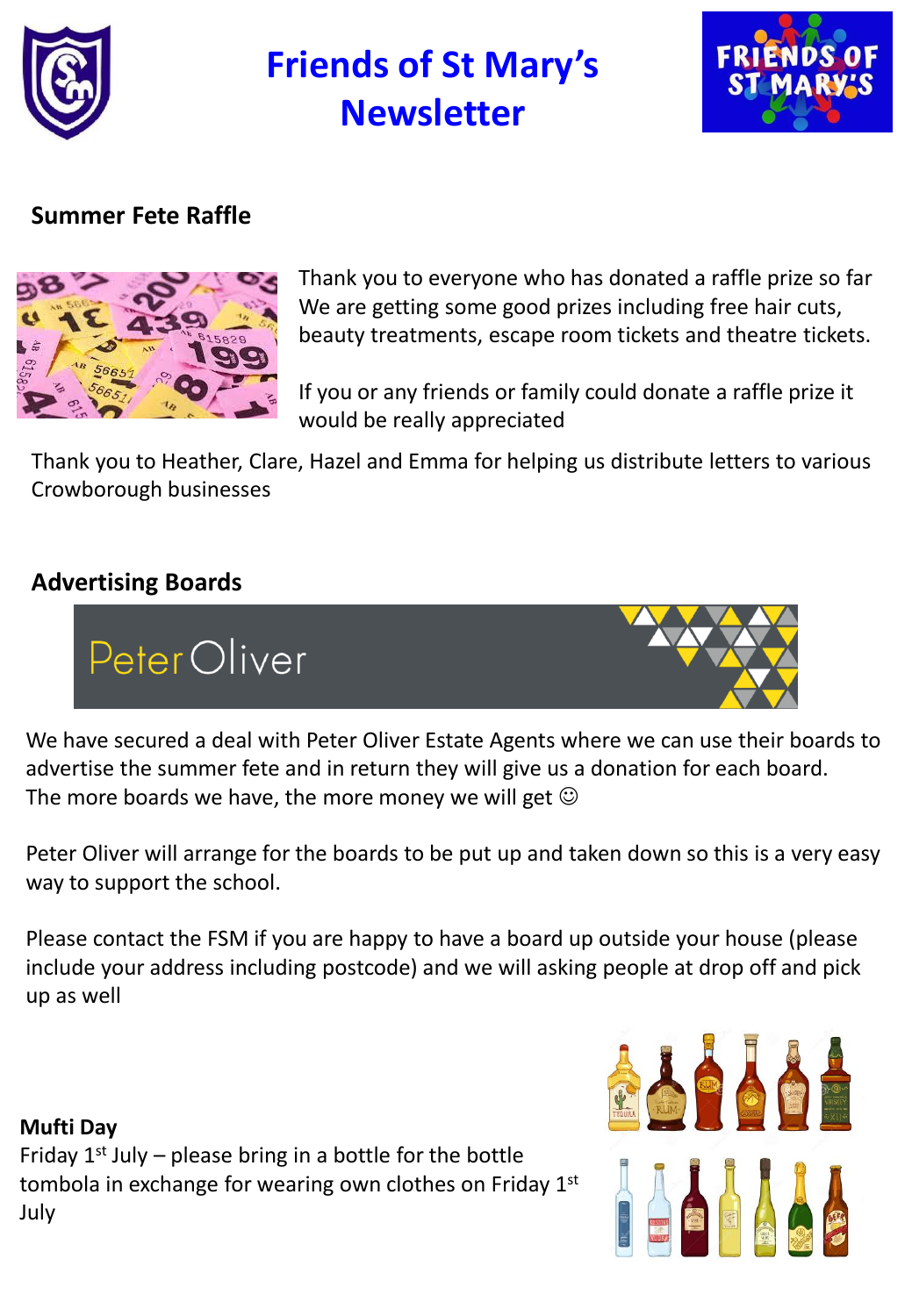# Friends of St Mary's Newsletter

## Summer Fete Raffle

Thank you to everyone who has donated a raffle prize so far We are getting some good prizes including free hair cuts, beauty treatments, escape room tickets and theatre tickets.

If you or any friends or family could donate a raffle prize it would be really appreciated

Thank you to Heather, Clare, Hazel and Emma for helping us distribute letters to various Crowborough businesses

## Advertising Boards

Peter Oliver

We have secured a deal with Peter Oliver Estate Agents where we can use their boards to advertise the summer fete and in return they will give us a donation for each board. The more boards we have, the more money we will get ☺

Peter Oliver will arrange for the boards to be put up and taken down so this is a very easy way to support the school.

Please contact the FSM if you are happy to have a board up outside your house (please include your address including postcode) and we will asking people at drop off and pick up as well

**Mufti Day**

Friday 1st July – please bring in a bottle for the bottle tombola in exchange for wearing own clothes on Friday 1st July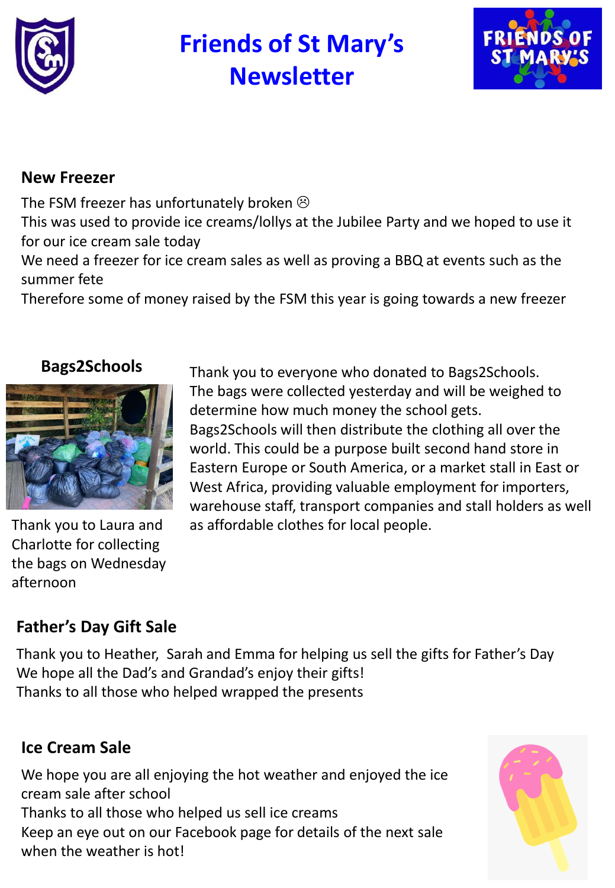# Friends of St Mary's Newsletter

## New Freezer

The FSM freezer has unfortunately broken ☹
This was used to provide ice creams/lollys at the Jubilee Party and we hoped to use it for our ice cream sale today
We need a freezer for ice cream sales as well as proving a BBQ at events such as the summer fete
Therefore some of money raised by the FSM this year is going towards a new freezer

## Bags2Schools

Thank you to Laura and Charlotte for collecting the bags on Wednesday afternoon

Thank you to everyone who donated to Bags2Schools.
The bags were collected yesterday and will be weighed to determine how much money the school gets.
Bags2Schools will then distribute the clothing all over the world. This could be a purpose built second hand store in Eastern Europe or South America, or a market stall in East or West Africa, providing valuable employment for importers, warehouse staff, transport companies and stall holders as well as affordable clothes for local people.

## Father's Day Gift Sale

Thank you to Heather, Sarah and Emma for helping us sell the gifts for Father's Day
We hope all the Dad's and Grandad's enjoy their gifts!
Thanks to all those who helped wrapped the presents

## Ice Cream Sale

We hope you are all enjoying the hot weather and enjoyed the ice cream sale after school
Thanks to all those who helped us sell ice creams
Keep an eye out on our Facebook page for details of the next sale when the weather is hot!